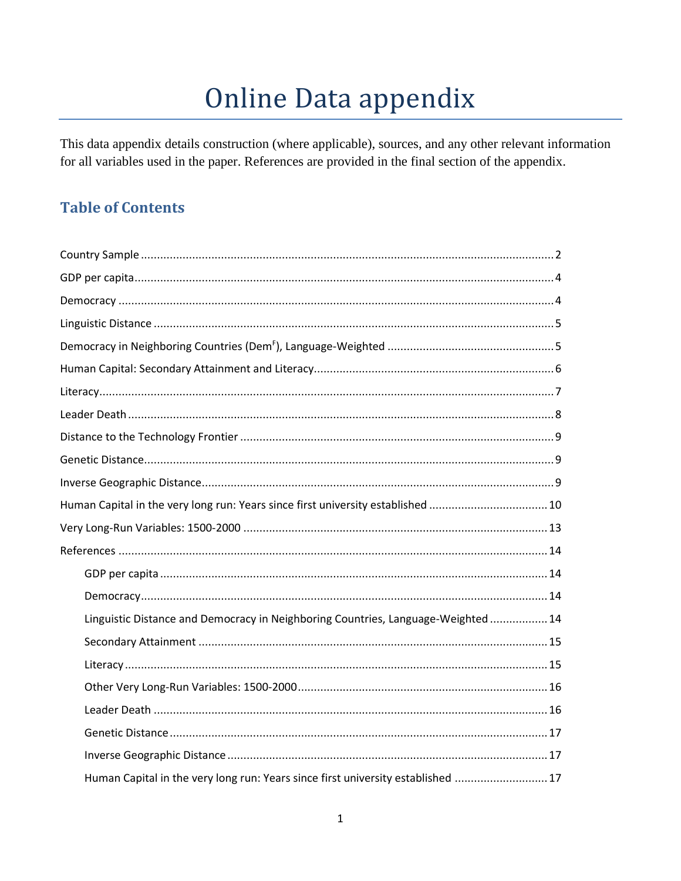# Online Data appendix

This data appendix details construction (where applicable), sources, and any other relevant information for all variables used in the paper. References are provided in the final section of the appendix.

## Table of Contents

Country Sample ........................................ 2

GDP per capita ........................................ 4

Democracy ........................................ 4

Linguistic Distance ........................................ 5

Democracy in Neighboring Countries ($Dem^F$), Language-Weighted ........................................ 5

Human Capital: Secondary Attainment and Literacy ........................................ 6

Literacy ........................................ 7

Leader Death ........................................ 8

Distance to the Technology Frontier ........................................ 9

Genetic Distance ........................................ 9

Inverse Geographic Distance ........................................ 9

Human Capital in the very long run: Years since first university established ........................................ 10

Very Long-Run Variables: 1500-2000 ........................................ 13

References ........................................ 14

- GDP per capita ........................................ 14
- Democracy ........................................ 14
- Linguistic Distance and Democracy in Neighboring Countries, Language-Weighted ........................................ 14
- Secondary Attainment ........................................ 15
- Literacy ........................................ 15
- Other Very Long-Run Variables: 1500-2000 ........................................ 16
- Leader Death ........................................ 16
- Genetic Distance ........................................ 17
- Inverse Geographic Distance ........................................ 17
- Human Capital in the very long run: Years since first university established ........................................ 17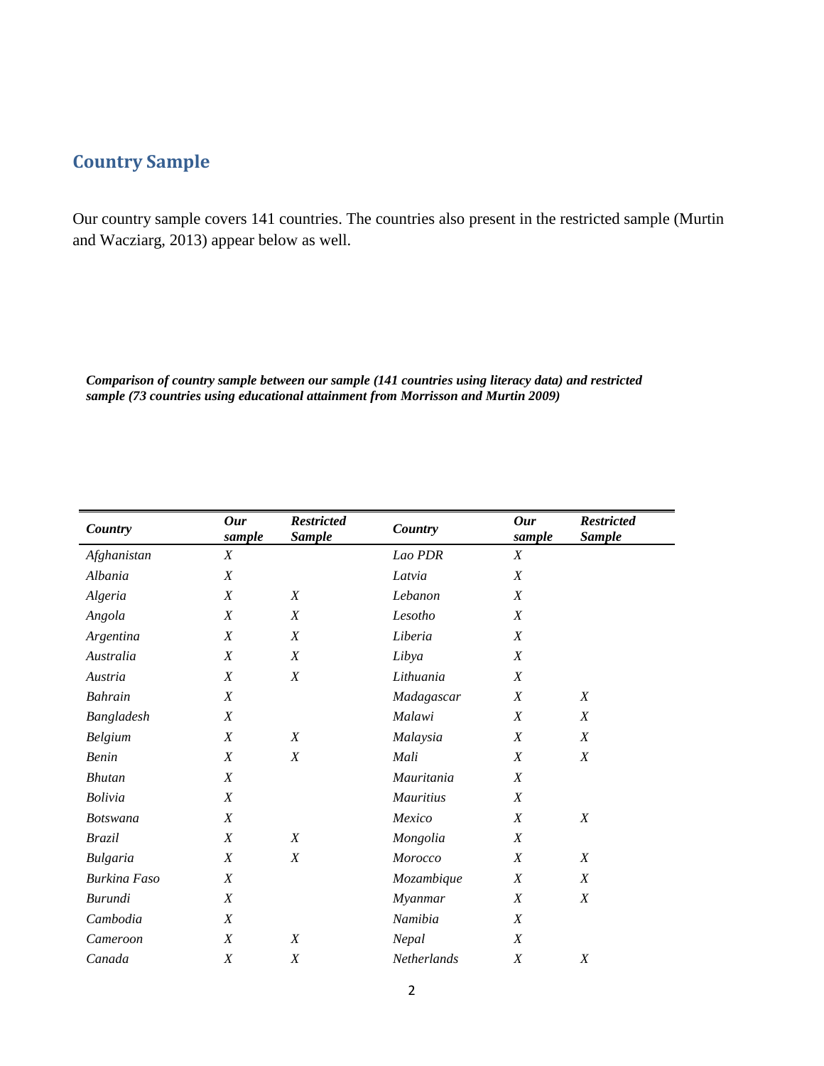## Country Sample

Our country sample covers 141 countries. The countries also present in the restricted sample (Murtin and Wacziarg, 2013) appear below as well.

***Comparison of country sample between our sample (141 countries using literacy data) and restricted sample (73 countries using educational attainment from Morrisson and Murtin 2009)***

| *Country* | *Our sample* | *Restricted Sample* | *Country* | *Our sample* | *Restricted Sample* |
|---|---|---|---|---|---|
| *Afghanistan* | *X* | | *Lao PDR* | *X* | |
| *Albania* | *X* | | *Latvia* | *X* | |
| *Algeria* | *X* | *X* | *Lebanon* | *X* | |
| *Angola* | *X* | *X* | *Lesotho* | *X* | |
| *Argentina* | *X* | *X* | *Liberia* | *X* | |
| *Australia* | *X* | *X* | *Libya* | *X* | |
| *Austria* | *X* | *X* | *Lithuania* | *X* | |
| *Bahrain* | *X* | | *Madagascar* | *X* | *X* |
| *Bangladesh* | *X* | | *Malawi* | *X* | *X* |
| *Belgium* | *X* | *X* | *Malaysia* | *X* | *X* |
| *Benin* | *X* | *X* | *Mali* | *X* | *X* |
| *Bhutan* | *X* | | *Mauritania* | *X* | |
| *Bolivia* | *X* | | *Mauritius* | *X* | |
| *Botswana* | *X* | | *Mexico* | *X* | *X* |
| *Brazil* | *X* | *X* | *Mongolia* | *X* | |
| *Bulgaria* | *X* | *X* | *Morocco* | *X* | *X* |
| *Burkina Faso* | *X* | | *Mozambique* | *X* | *X* |
| *Burundi* | *X* | | *Myanmar* | *X* | *X* |
| *Cambodia* | *X* | | *Namibia* | *X* | |
| *Cameroon* | *X* | *X* | *Nepal* | *X* | |
| *Canada* | *X* | *X* | *Netherlands* | *X* | *X* |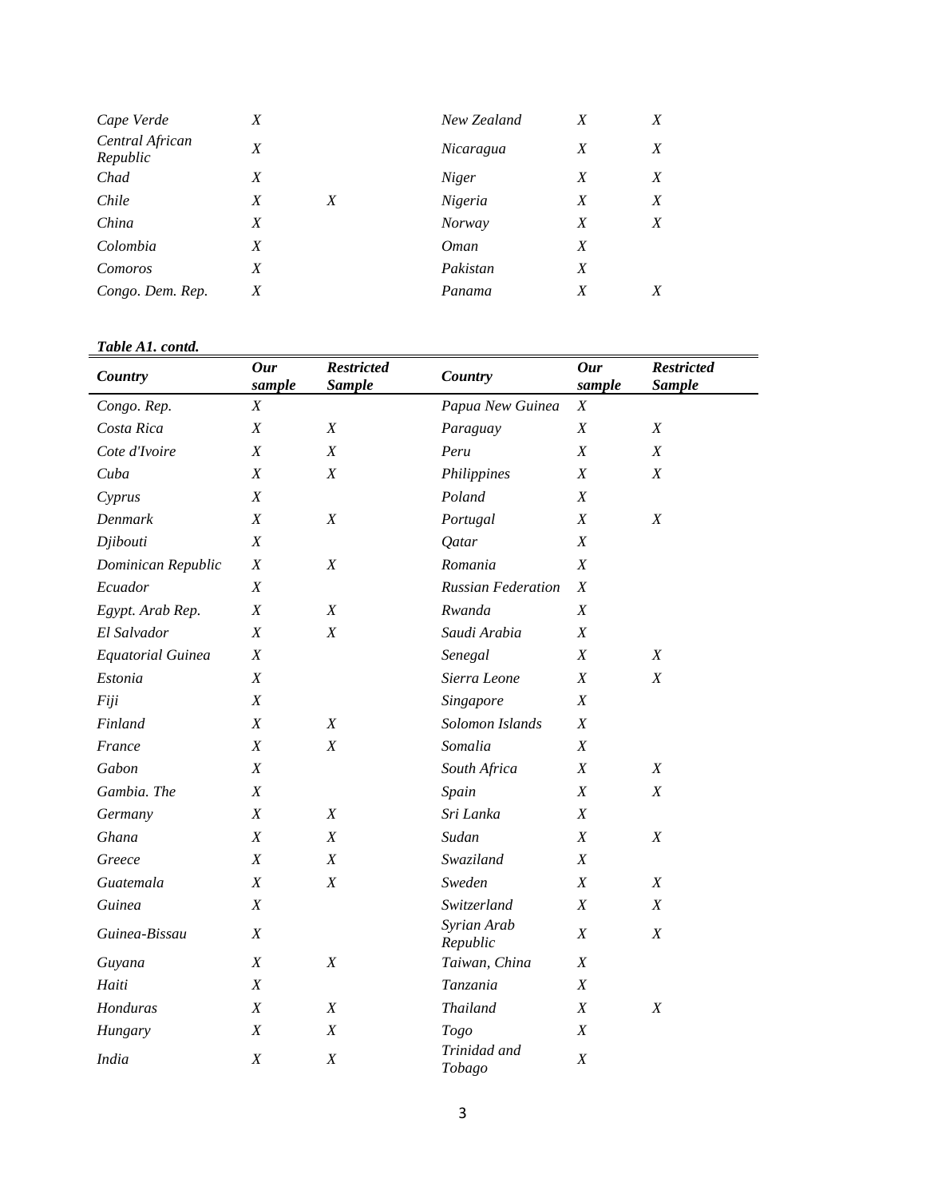| Country | Our sample | Restricted Sample | Country | Our sample | Restricted Sample |
|---|---|---|---|---|---|
| *Cape Verde* | *X* | | *New Zealand* | *X* | *X* |
| *Central African Republic* | *X* | | *Nicaragua* | *X* | *X* |
| *Chad* | *X* | | *Niger* | *X* | *X* |
| *Chile* | *X* | *X* | *Nigeria* | *X* | *X* |
| *China* | *X* | | *Norway* | *X* | *X* |
| *Colombia* | *X* | | *Oman* | *X* | |
| *Comoros* | *X* | | *Pakistan* | *X* | |
| *Congo. Dem. Rep.* | *X* | | *Panama* | *X* | *X* |

***Table A1. contd.***

| ***Country*** | ***Our sample*** | ***Restricted Sample*** | ***Country*** | ***Our sample*** | ***Restricted Sample*** |
|---|---|---|---|---|---|
| *Congo. Rep.* | *X* | | *Papua New Guinea* | *X* | |
| *Costa Rica* | *X* | *X* | *Paraguay* | *X* | *X* |
| *Cote d'Ivoire* | *X* | *X* | *Peru* | *X* | *X* |
| *Cuba* | *X* | *X* | *Philippines* | *X* | *X* |
| *Cyprus* | *X* | | *Poland* | *X* | |
| *Denmark* | *X* | *X* | *Portugal* | *X* | *X* |
| *Djibouti* | *X* | | *Qatar* | *X* | |
| *Dominican Republic* | *X* | *X* | *Romania* | *X* | |
| *Ecuador* | *X* | | *Russian Federation* | *X* | |
| *Egypt. Arab Rep.* | *X* | *X* | *Rwanda* | *X* | |
| *El Salvador* | *X* | *X* | *Saudi Arabia* | *X* | |
| *Equatorial Guinea* | *X* | | *Senegal* | *X* | *X* |
| *Estonia* | *X* | | *Sierra Leone* | *X* | *X* |
| *Fiji* | *X* | | *Singapore* | *X* | |
| *Finland* | *X* | *X* | *Solomon Islands* | *X* | |
| *France* | *X* | *X* | *Somalia* | *X* | |
| *Gabon* | *X* | | *South Africa* | *X* | *X* |
| *Gambia. The* | *X* | | *Spain* | *X* | *X* |
| *Germany* | *X* | *X* | *Sri Lanka* | *X* | |
| *Ghana* | *X* | *X* | *Sudan* | *X* | *X* |
| *Greece* | *X* | *X* | *Swaziland* | *X* | |
| *Guatemala* | *X* | *X* | *Sweden* | *X* | *X* |
| *Guinea* | *X* | | *Switzerland* | *X* | *X* |
| *Guinea-Bissau* | *X* | | *Syrian Arab Republic* | *X* | *X* |
| *Guyana* | *X* | *X* | *Taiwan, China* | *X* | |
| *Haiti* | *X* | | *Tanzania* | *X* | |
| *Honduras* | *X* | *X* | *Thailand* | *X* | *X* |
| *Hungary* | *X* | *X* | *Togo* | *X* | |
| *India* | *X* | *X* | *Trinidad and Tobago* | *X* | |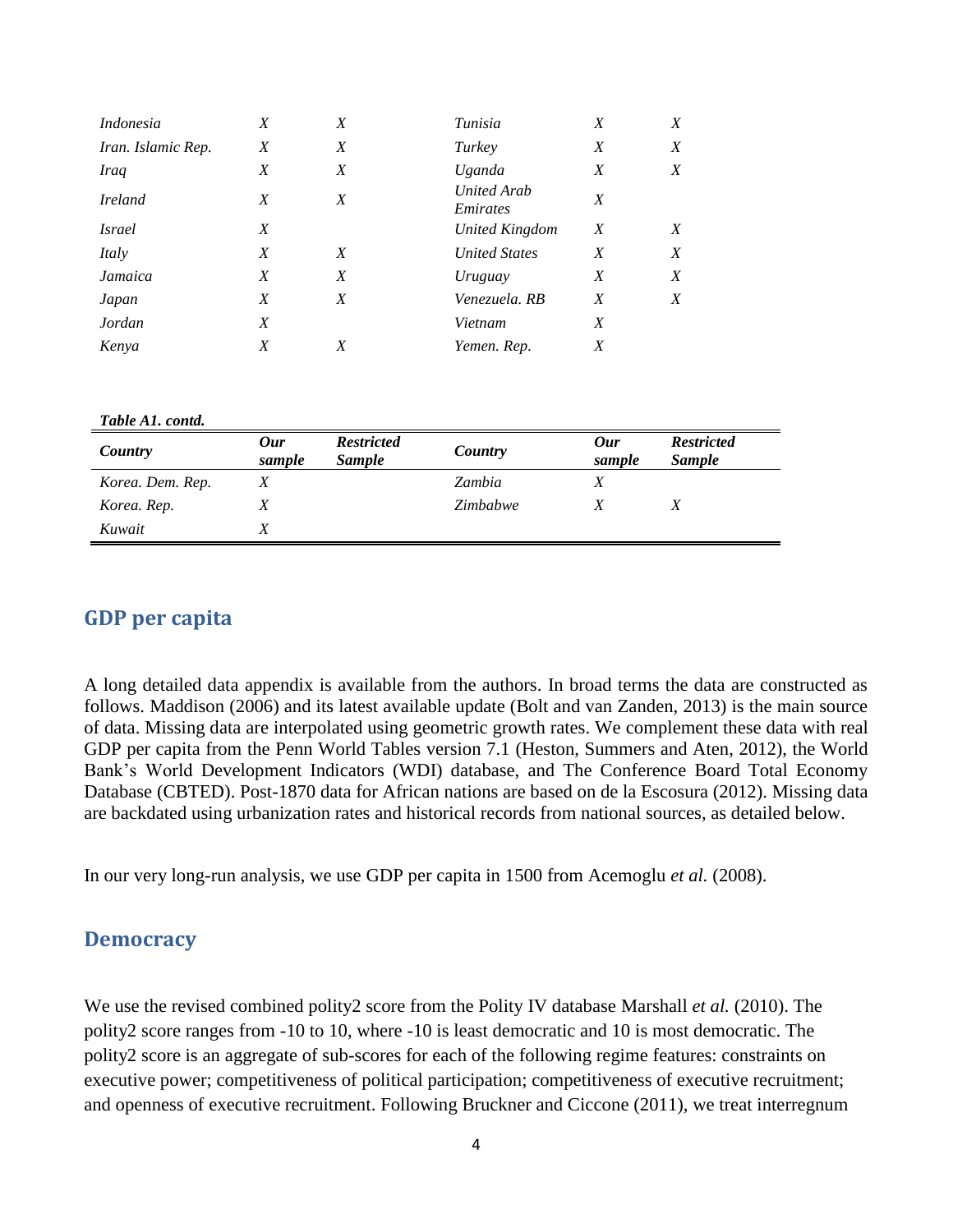| Country | Our sample | Restricted Sample | Country | Our sample | Restricted Sample |
|---|---|---|---|---|---|
| *Indonesia* | *X* | *X* | *Tunisia* | *X* | *X* |
| *Iran. Islamic Rep.* | *X* | *X* | *Turkey* | *X* | *X* |
| *Iraq* | *X* | *X* | *Uganda* | *X* | *X* |
| *Ireland* | *X* | *X* | *United Arab Emirates* | *X* | |
| *Israel* | *X* | | *United Kingdom* | *X* | *X* |
| *Italy* | *X* | *X* | *United States* | *X* | *X* |
| *Jamaica* | *X* | *X* | *Uruguay* | *X* | *X* |
| *Japan* | *X* | *X* | *Venezuela. RB* | *X* | *X* |
| *Jordan* | *X* | | *Vietnam* | *X* | |
| *Kenya* | *X* | *X* | *Yemen. Rep.* | *X* | |

***Table A1. contd.***

| ***Country*** | ***Our sample*** | ***Restricted Sample*** | ***Country*** | ***Our sample*** | ***Restricted Sample*** |
|---|---|---|---|---|---|
| *Korea. Dem. Rep.* | *X* | | *Zambia* | *X* | |
| *Korea. Rep.* | *X* | | *Zimbabwe* | *X* | *X* |
| *Kuwait* | *X* | | | | |

## GDP per capita

A long detailed data appendix is available from the authors. In broad terms the data are constructed as follows. Maddison (2006) and its latest available update (Bolt and van Zanden, 2013) is the main source of data. Missing data are interpolated using geometric growth rates. We complement these data with real GDP per capita from the Penn World Tables version 7.1 (Heston, Summers and Aten, 2012), the World Bank's World Development Indicators (WDI) database, and The Conference Board Total Economy Database (CBTED). Post-1870 data for African nations are based on de la Escosura (2012). Missing data are backdated using urbanization rates and historical records from national sources, as detailed below.

In our very long-run analysis, we use GDP per capita in 1500 from Acemoglu *et al.* (2008).

## Democracy

We use the revised combined polity2 score from the Polity IV database Marshall *et al.* (2010). The polity2 score ranges from -10 to 10, where -10 is least democratic and 10 is most democratic. The polity2 score is an aggregate of sub-scores for each of the following regime features: constraints on executive power; competitiveness of political participation; competitiveness of executive recruitment; and openness of executive recruitment. Following Bruckner and Ciccone (2011), we treat interregnum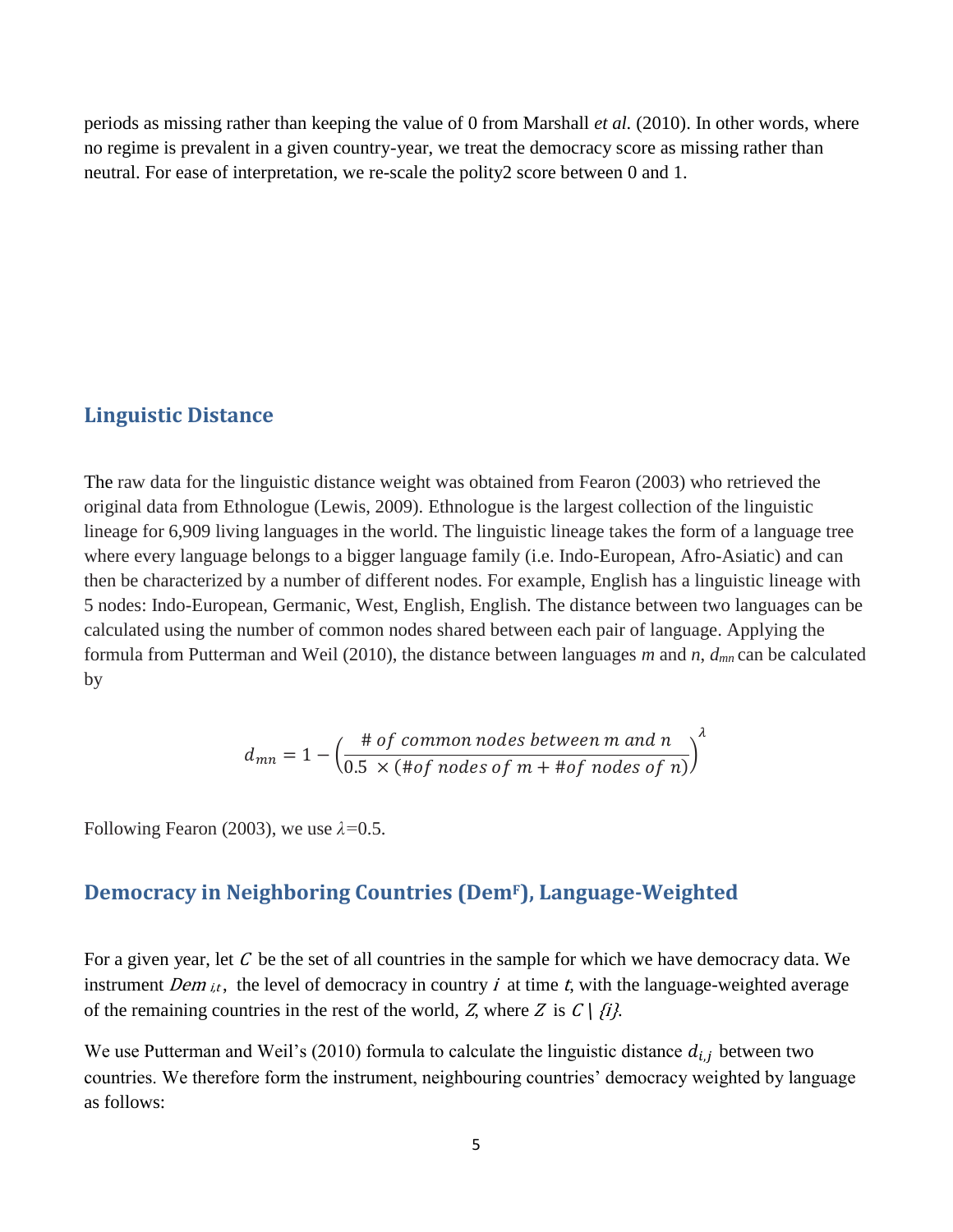periods as missing rather than keeping the value of 0 from Marshall *et al.* (2010). In other words, where no regime is prevalent in a given country-year, we treat the democracy score as missing rather than neutral. For ease of interpretation, we re-scale the polity2 score between 0 and 1.

## Linguistic Distance

The raw data for the linguistic distance weight was obtained from Fearon (2003) who retrieved the original data from Ethnologue (Lewis, 2009). Ethnologue is the largest collection of the linguistic lineage for 6,909 living languages in the world. The linguistic lineage takes the form of a language tree where every language belongs to a bigger language family (i.e. Indo-European, Afro-Asiatic) and can then be characterized by a number of different nodes. For example, English has a linguistic lineage with 5 nodes: Indo-European, Germanic, West, English, English. The distance between two languages can be calculated using the number of common nodes shared between each pair of language. Applying the formula from Putterman and Weil (2010), the distance between languages *m* and *n*, $d_{mn}$ can be calculated by

$$d_{mn} = 1 - \left(\frac{\#\, of\ common\ nodes\ between\ m\ and\ n}{0.5\ \times (\#of\ nodes\ of\ m + \#of\ nodes\ of\ n)}\right)^{\lambda}$$

Following Fearon (2003), we use $\lambda$=0.5.

## Democracy in Neighboring Countries (Dem$^F$), Language-Weighted

For a given year, let $C$ be the set of all countries in the sample for which we have democracy data. We instrument $Dem_{i,t}$, the level of democracy in country $i$ at time $t$, with the language-weighted average of the remaining countries in the rest of the world, $Z$, where $Z$ is $C \setminus \{i\}$.

We use Putterman and Weil's (2010) formula to calculate the linguistic distance $d_{i,j}$ between two countries. We therefore form the instrument, neighbouring countries' democracy weighted by language as follows: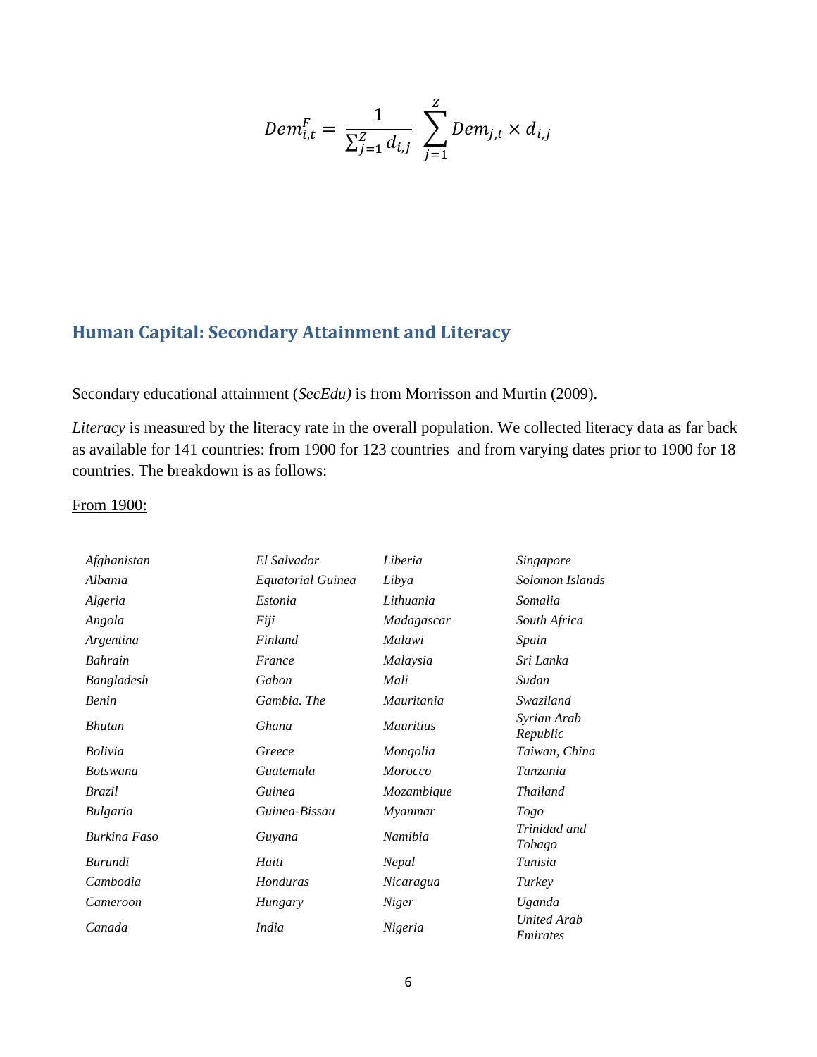$$Dem_{i,t}^{F} = \frac{1}{\sum_{j=1}^{Z} d_{i,j}} \sum_{j=1}^{Z} Dem_{j,t} \times d_{i,j}$$

## Human Capital: Secondary Attainment and Literacy

Secondary educational attainment (*SecEdu)* is from Morrisson and Murtin (2009).

*Literacy* is measured by the literacy rate in the overall population. We collected literacy data as far back as available for 141 countries: from 1900 for 123 countries and from varying dates prior to 1900 for 18 countries. The breakdown is as follows:

From 1900:

| | | | |
|---|---|---|---|
| *Afghanistan* | *El Salvador* | *Liberia* | *Singapore* |
| *Albania* | *Equatorial Guinea* | *Libya* | *Solomon Islands* |
| *Algeria* | *Estonia* | *Lithuania* | *Somalia* |
| *Angola* | *Fiji* | *Madagascar* | *South Africa* |
| *Argentina* | *Finland* | *Malawi* | *Spain* |
| *Bahrain* | *France* | *Malaysia* | *Sri Lanka* |
| *Bangladesh* | *Gabon* | *Mali* | *Sudan* |
| *Benin* | *Gambia. The* | *Mauritania* | *Swaziland* |
| *Bhutan* | *Ghana* | *Mauritius* | *Syrian Arab Republic* |
| *Bolivia* | *Greece* | *Mongolia* | *Taiwan, China* |
| *Botswana* | *Guatemala* | *Morocco* | *Tanzania* |
| *Brazil* | *Guinea* | *Mozambique* | *Thailand* |
| *Bulgaria* | *Guinea-Bissau* | *Myanmar* | *Togo* |
| *Burkina Faso* | *Guyana* | *Namibia* | *Trinidad and Tobago* |
| *Burundi* | *Haiti* | *Nepal* | *Tunisia* |
| *Cambodia* | *Honduras* | *Nicaragua* | *Turkey* |
| *Cameroon* | *Hungary* | *Niger* | *Uganda* |
| *Canada* | *India* | *Nigeria* | *United Arab Emirates* |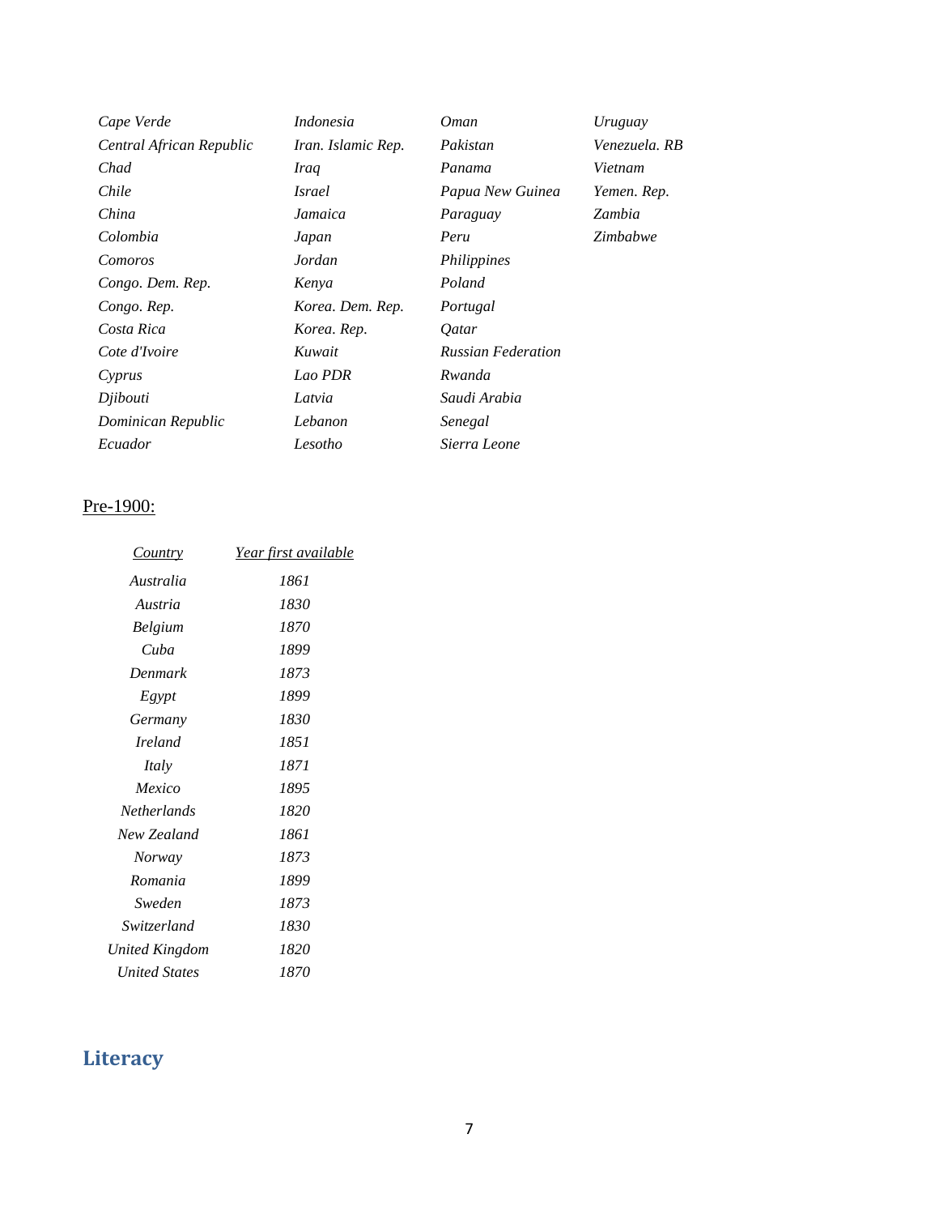*Cape Verde*
*Central African Republic*
*Chad*
*Chile*
*China*
*Colombia*
*Comoros*
*Congo. Dem. Rep.*
*Congo. Rep.*
*Costa Rica*
*Cote d'Ivoire*
*Cyprus*
*Djibouti*
*Dominican Republic*
*Ecuador*
*Indonesia*
*Iran. Islamic Rep.*
*Iraq*
*Israel*
*Jamaica*
*Japan*
*Jordan*
*Kenya*
*Korea. Dem. Rep.*
*Korea. Rep.*
*Kuwait*
*Lao PDR*
*Latvia*
*Lebanon*
*Lesotho*
*Oman*
*Pakistan*
*Panama*
*Papua New Guinea*
*Paraguay*
*Peru*
*Philippines*
*Poland*
*Portugal*
*Qatar*
*Russian Federation*
*Rwanda*
*Saudi Arabia*
*Senegal*
*Sierra Leone*
*Uruguay*
*Venezuela. RB*
*Vietnam*
*Yemen. Rep.*
*Zambia*
*Zimbabwe*

Pre-1900:

| *Country* | *Year first available* |
|---|---|
| *Australia* | *1861* |
| *Austria* | *1830* |
| *Belgium* | *1870* |
| *Cuba* | *1899* |
| *Denmark* | *1873* |
| *Egypt* | *1899* |
| *Germany* | *1830* |
| *Ireland* | *1851* |
| *Italy* | *1871* |
| *Mexico* | *1895* |
| *Netherlands* | *1820* |
| *New Zealand* | *1861* |
| *Norway* | *1873* |
| *Romania* | *1899* |
| *Sweden* | *1873* |
| *Switzerland* | *1830* |
| *United Kingdom* | *1820* |
| *United States* | *1870* |

## Literacy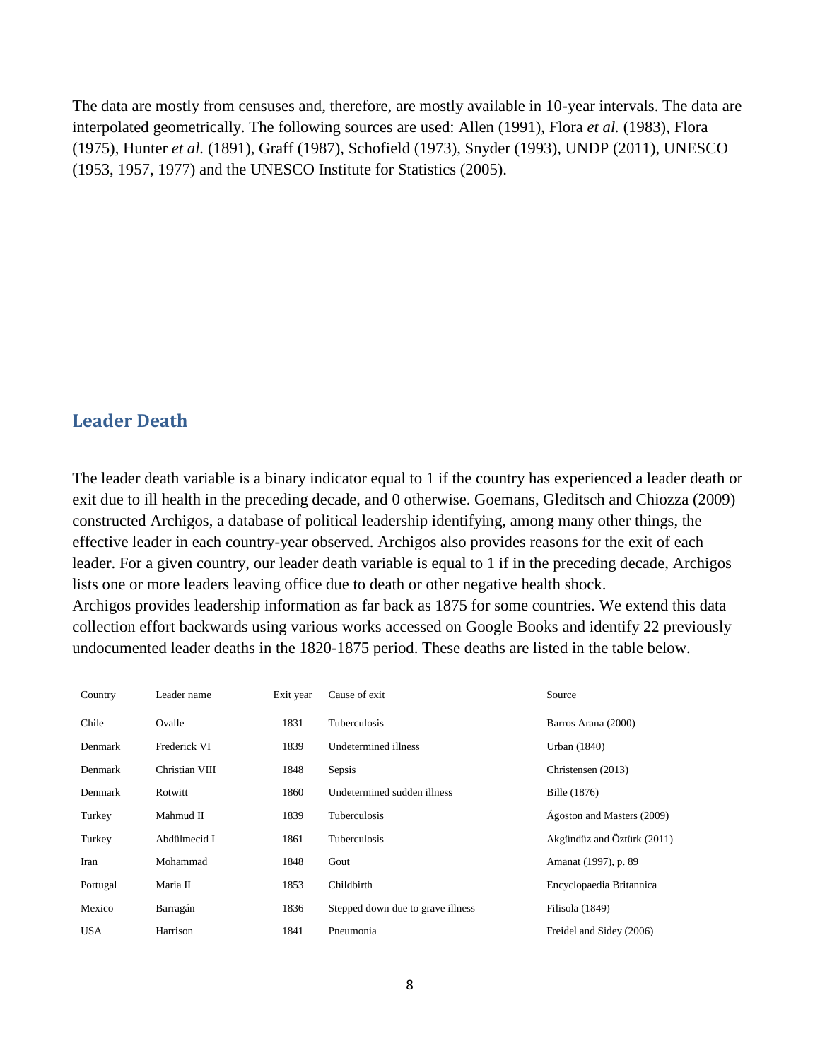The data are mostly from censuses and, therefore, are mostly available in 10-year intervals. The data are interpolated geometrically. The following sources are used: Allen (1991), Flora *et al.* (1983), Flora (1975), Hunter *et al.* (1891), Graff (1987), Schofield (1973), Snyder (1993), UNDP (2011), UNESCO (1953, 1957, 1977) and the UNESCO Institute for Statistics (2005).

## Leader Death

The leader death variable is a binary indicator equal to 1 if the country has experienced a leader death or exit due to ill health in the preceding decade, and 0 otherwise. Goemans, Gleditsch and Chiozza (2009) constructed Archigos, a database of political leadership identifying, among many other things, the effective leader in each country-year observed. Archigos also provides reasons for the exit of each leader. For a given country, our leader death variable is equal to 1 if in the preceding decade, Archigos lists one or more leaders leaving office due to death or other negative health shock.
Archigos provides leadership information as far back as 1875 for some countries. We extend this data collection effort backwards using various works accessed on Google Books and identify 22 previously undocumented leader deaths in the 1820-1875 period. These deaths are listed in the table below.

| Country | Leader name | Exit year | Cause of exit | Source |
|---|---|---|---|---|
| Chile | Ovalle | 1831 | Tuberculosis | Barros Arana (2000) |
| Denmark | Frederick VI | 1839 | Undetermined illness | Urban (1840) |
| Denmark | Christian VIII | 1848 | Sepsis | Christensen (2013) |
| Denmark | Rotwitt | 1860 | Undetermined sudden illness | Bille (1876) |
| Turkey | Mahmud II | 1839 | Tuberculosis | Ágoston and Masters (2009) |
| Turkey | Abdülmecid I | 1861 | Tuberculosis | Akgündüz and Öztürk (2011) |
| Iran | Mohammad | 1848 | Gout | Amanat (1997), p. 89 |
| Portugal | Maria II | 1853 | Childbirth | Encyclopaedia Britannica |
| Mexico | Barragán | 1836 | Stepped down due to grave illness | Filisola (1849) |
| USA | Harrison | 1841 | Pneumonia | Freidel and Sidey (2006) |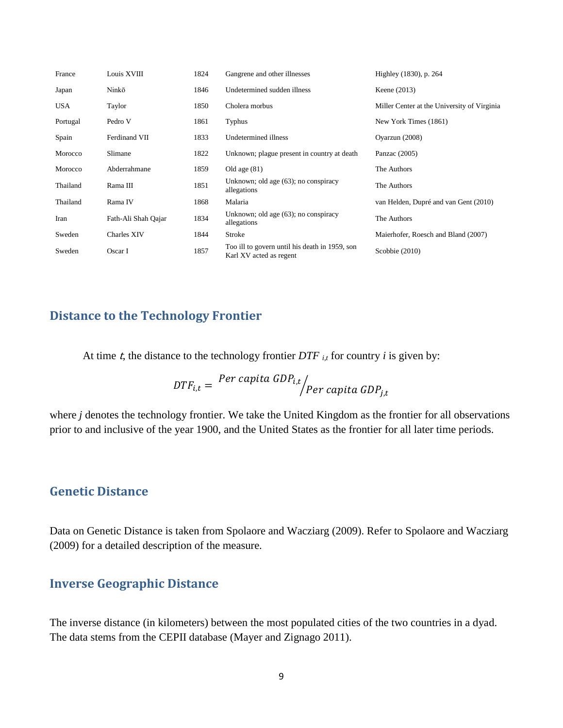| | | | | |
|---|---|---|---|---|
| France | Louis XVIII | 1824 | Gangrene and other illnesses | Highley (1830), p. 264 |
| Japan | Ninkō | 1846 | Undetermined sudden illness | Keene (2013) |
| USA | Taylor | 1850 | Cholera morbus | Miller Center at the University of Virginia |
| Portugal | Pedro V | 1861 | Typhus | New York Times (1861) |
| Spain | Ferdinand VII | 1833 | Undetermined illness | Oyarzun (2008) |
| Morocco | Slimane | 1822 | Unknown; plague present in country at death | Panzac (2005) |
| Morocco | Abderrahmane | 1859 | Old age (81) | The Authors |
| Thailand | Rama III | 1851 | Unknown; old age (63); no conspiracy allegations | The Authors |
| Thailand | Rama IV | 1868 | Malaria | van Helden, Dupré and van Gent (2010) |
| Iran | Fath-Ali Shah Qajar | 1834 | Unknown; old age (63); no conspiracy allegations | The Authors |
| Sweden | Charles XIV | 1844 | Stroke | Maierhofer, Roesch and Bland (2007) |
| Sweden | Oscar I | 1857 | Too ill to govern until his death in 1959, son Karl XV acted as regent | Scobbie (2010) |

## Distance to the Technology Frontier

At time *t*, the distance to the technology frontier $DTF_{i,t}$ for country *i* is given by:

$$DTF_{i,t} = {}^{Per\ capita\ GDP_{i,t}}\big/_{Per\ capita\ GDP_{j,t}}$$

where *j* denotes the technology frontier. We take the United Kingdom as the frontier for all observations prior to and inclusive of the year 1900, and the United States as the frontier for all later time periods.

## Genetic Distance

Data on Genetic Distance is taken from Spolaore and Wacziarg (2009). Refer to Spolaore and Wacziarg (2009) for a detailed description of the measure.

## Inverse Geographic Distance

The inverse distance (in kilometers) between the most populated cities of the two countries in a dyad. The data stems from the CEPII database (Mayer and Zignago 2011).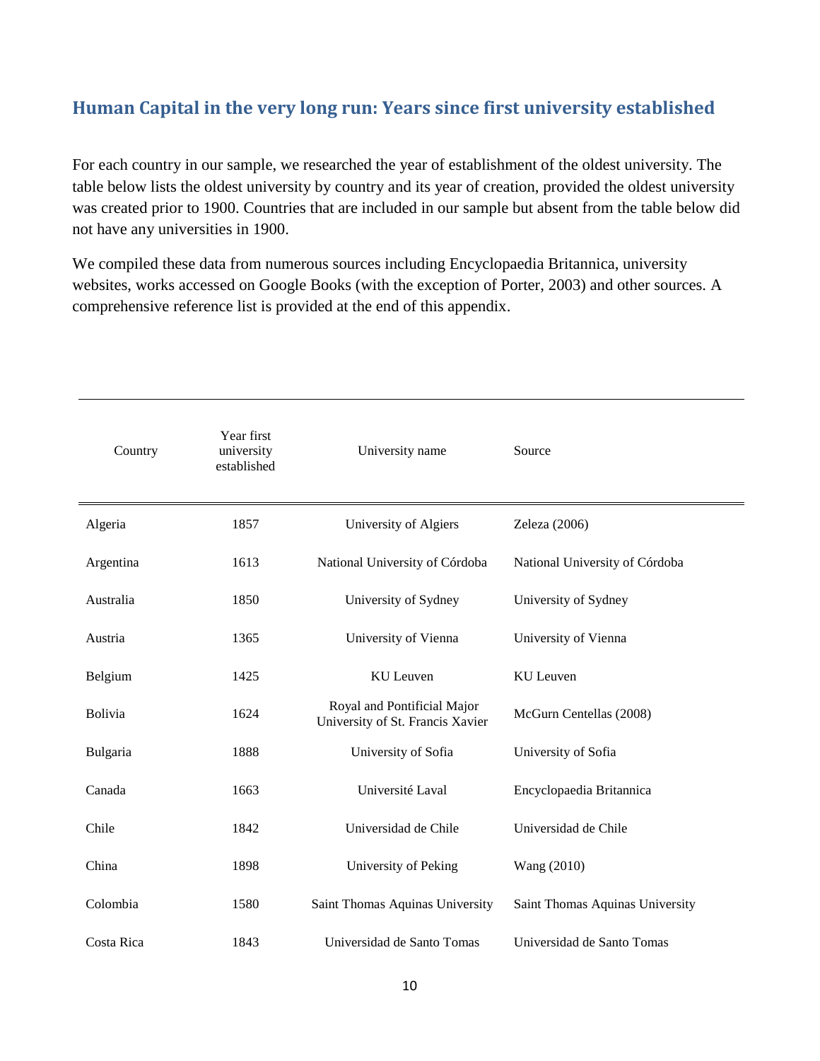## Human Capital in the very long run: Years since first university established

For each country in our sample, we researched the year of establishment of the oldest university. The table below lists the oldest university by country and its year of creation, provided the oldest university was created prior to 1900. Countries that are included in our sample but absent from the table below did not have any universities in 1900.

We compiled these data from numerous sources including Encyclopaedia Britannica, university websites, works accessed on Google Books (with the exception of Porter, 2003) and other sources. A comprehensive reference list is provided at the end of this appendix.

| Country | Year first university established | University name | Source |
|---|---|---|---|
| Algeria | 1857 | University of Algiers | Zeleza (2006) |
| Argentina | 1613 | National University of Córdoba | National University of Córdoba |
| Australia | 1850 | University of Sydney | University of Sydney |
| Austria | 1365 | University of Vienna | University of Vienna |
| Belgium | 1425 | KU Leuven | KU Leuven |
| Bolivia | 1624 | Royal and Pontificial Major University of St. Francis Xavier | McGurn Centellas (2008) |
| Bulgaria | 1888 | University of Sofia | University of Sofia |
| Canada | 1663 | Université Laval | Encyclopaedia Britannica |
| Chile | 1842 | Universidad de Chile | Universidad de Chile |
| China | 1898 | University of Peking | Wang (2010) |
| Colombia | 1580 | Saint Thomas Aquinas University | Saint Thomas Aquinas University |
| Costa Rica | 1843 | Universidad de Santo Tomas | Universidad de Santo Tomas |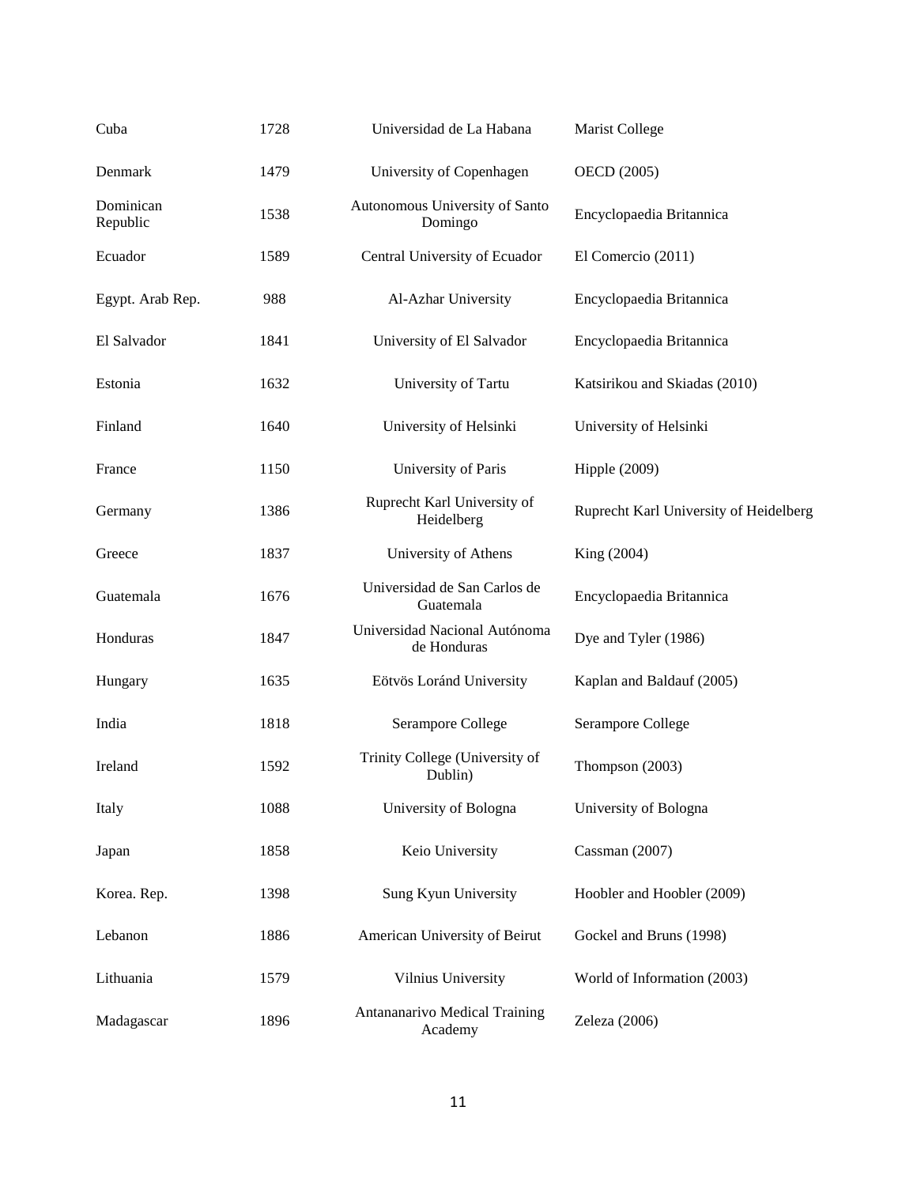| | | | |
|---|---|---|---|
| Cuba | 1728 | Universidad de La Habana | Marist College |
| Denmark | 1479 | University of Copenhagen | OECD (2005) |
| Dominican Republic | 1538 | Autonomous University of Santo Domingo | Encyclopaedia Britannica |
| Ecuador | 1589 | Central University of Ecuador | El Comercio (2011) |
| Egypt. Arab Rep. | 988 | Al-Azhar University | Encyclopaedia Britannica |
| El Salvador | 1841 | University of El Salvador | Encyclopaedia Britannica |
| Estonia | 1632 | University of Tartu | Katsirikou and Skiadas (2010) |
| Finland | 1640 | University of Helsinki | University of Helsinki |
| France | 1150 | University of Paris | Hipple (2009) |
| Germany | 1386 | Ruprecht Karl University of Heidelberg | Ruprecht Karl University of Heidelberg |
| Greece | 1837 | University of Athens | King (2004) |
| Guatemala | 1676 | Universidad de San Carlos de Guatemala | Encyclopaedia Britannica |
| Honduras | 1847 | Universidad Nacional Autónoma de Honduras | Dye and Tyler (1986) |
| Hungary | 1635 | Eötvös Loránd University | Kaplan and Baldauf (2005) |
| India | 1818 | Serampore College | Serampore College |
| Ireland | 1592 | Trinity College (University of Dublin) | Thompson (2003) |
| Italy | 1088 | University of Bologna | University of Bologna |
| Japan | 1858 | Keio University | Cassman (2007) |
| Korea. Rep. | 1398 | Sung Kyun University | Hoobler and Hoobler (2009) |
| Lebanon | 1886 | American University of Beirut | Gockel and Bruns (1998) |
| Lithuania | 1579 | Vilnius University | World of Information (2003) |
| Madagascar | 1896 | Antananarivo Medical Training Academy | Zeleza (2006) |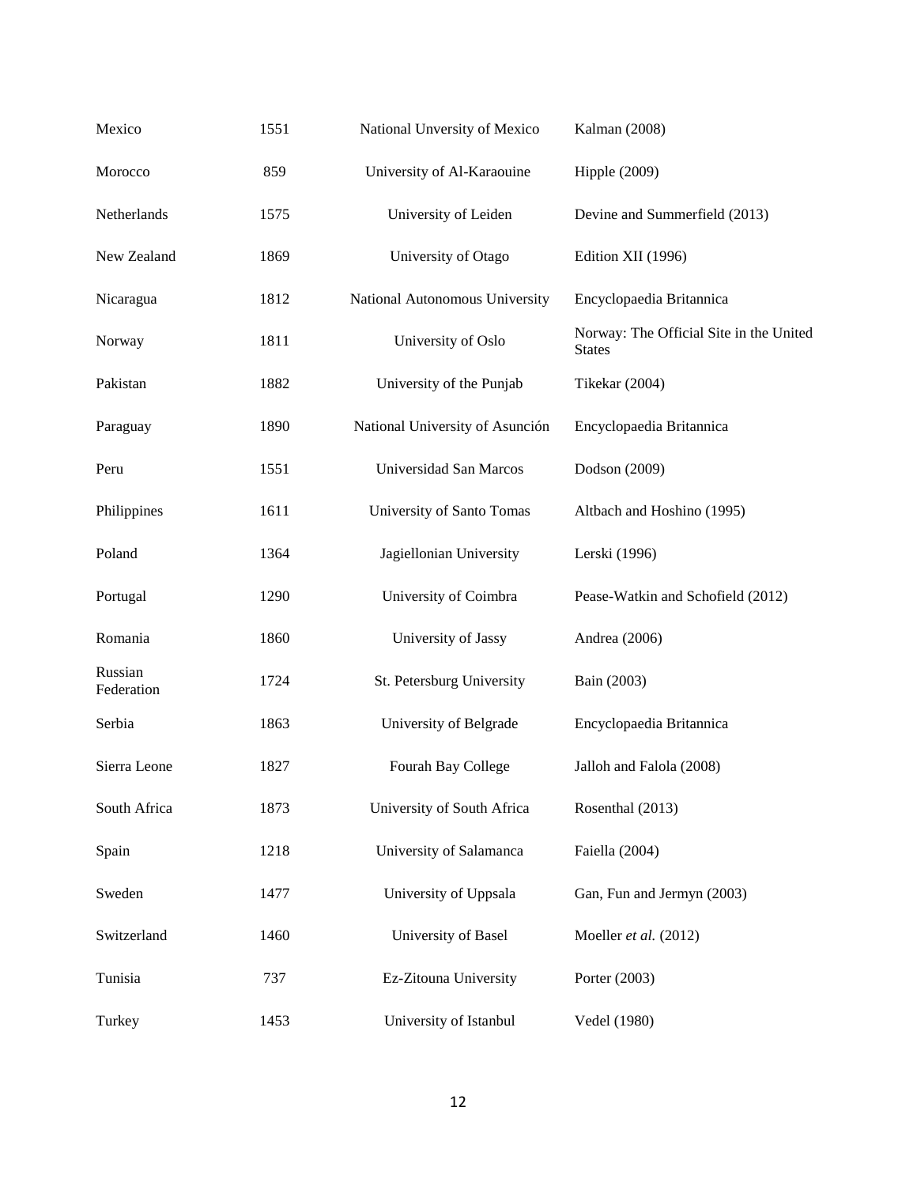| | | | |
|---|---|---|---|
| Mexico | 1551 | National Unversity of Mexico | Kalman (2008) |
| Morocco | 859 | University of Al-Karaouine | Hipple (2009) |
| Netherlands | 1575 | University of Leiden | Devine and Summerfield (2013) |
| New Zealand | 1869 | University of Otago | Edition XII (1996) |
| Nicaragua | 1812 | National Autonomous University | Encyclopaedia Britannica |
| Norway | 1811 | University of Oslo | Norway: The Official Site in the United States |
| Pakistan | 1882 | University of the Punjab | Tikekar (2004) |
| Paraguay | 1890 | National University of Asunción | Encyclopaedia Britannica |
| Peru | 1551 | Universidad San Marcos | Dodson (2009) |
| Philippines | 1611 | University of Santo Tomas | Altbach and Hoshino (1995) |
| Poland | 1364 | Jagiellonian University | Lerski (1996) |
| Portugal | 1290 | University of Coimbra | Pease-Watkin and Schofield (2012) |
| Romania | 1860 | University of Jassy | Andrea (2006) |
| Russian Federation | 1724 | St. Petersburg University | Bain (2003) |
| Serbia | 1863 | University of Belgrade | Encyclopaedia Britannica |
| Sierra Leone | 1827 | Fourah Bay College | Jalloh and Falola (2008) |
| South Africa | 1873 | University of South Africa | Rosenthal (2013) |
| Spain | 1218 | University of Salamanca | Faiella (2004) |
| Sweden | 1477 | University of Uppsala | Gan, Fun and Jermyn (2003) |
| Switzerland | 1460 | University of Basel | Moeller *et al.* (2012) |
| Tunisia | 737 | Ez-Zitouna University | Porter (2003) |
| Turkey | 1453 | University of Istanbul | Vedel (1980) |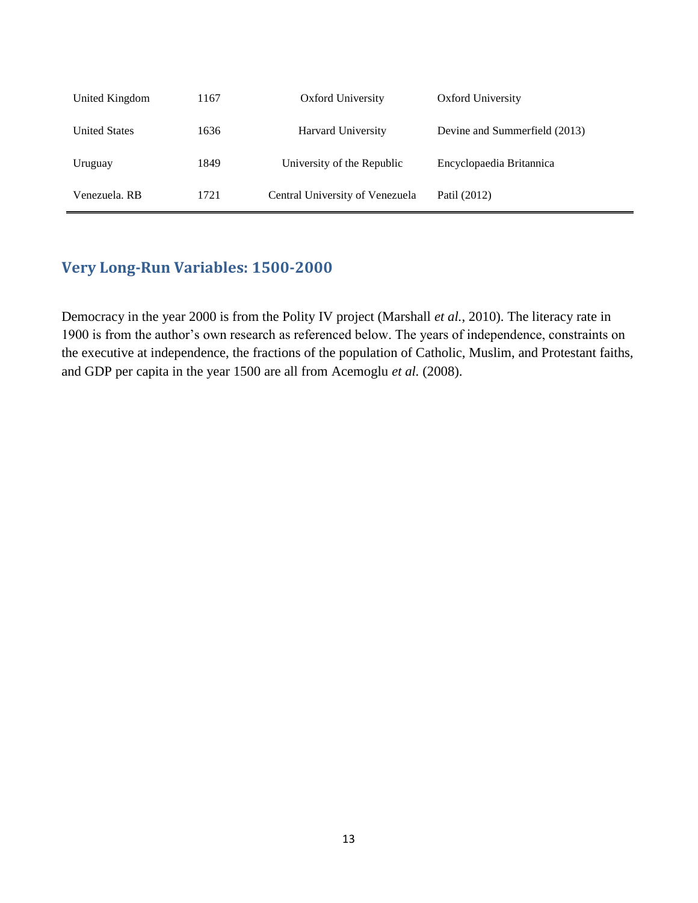| | | | |
|---|---|---|---|
| United Kingdom | 1167 | Oxford University | Oxford University |
| United States | 1636 | Harvard University | Devine and Summerfield (2013) |
| Uruguay | 1849 | University of the Republic | Encyclopaedia Britannica |
| Venezuela. RB | 1721 | Central University of Venezuela | Patil (2012) |

## Very Long-Run Variables: 1500-2000

Democracy in the year 2000 is from the Polity IV project (Marshall *et al.*, 2010). The literacy rate in 1900 is from the author's own research as referenced below. The years of independence, constraints on the executive at independence, the fractions of the population of Catholic, Muslim, and Protestant faiths, and GDP per capita in the year 1500 are all from Acemoglu *et al.* (2008).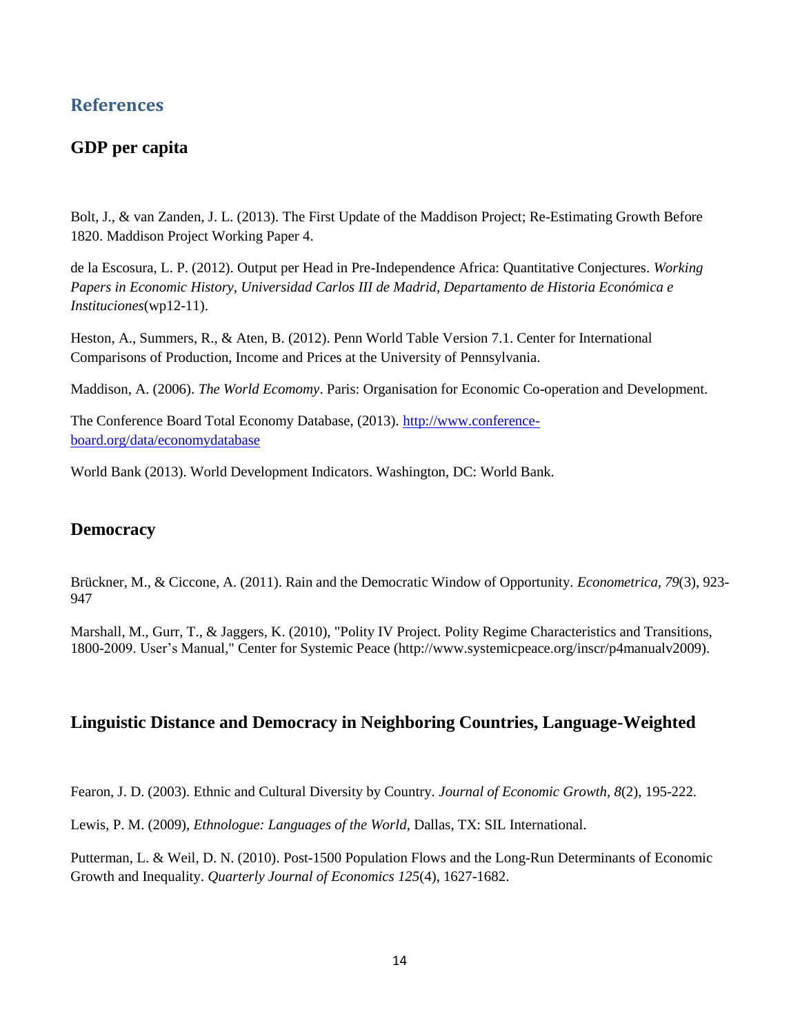## References

### GDP per capita

Bolt, J., & van Zanden, J. L. (2013). The First Update of the Maddison Project; Re-Estimating Growth Before 1820. Maddison Project Working Paper 4.

de la Escosura, L. P. (2012). Output per Head in Pre-Independence Africa: Quantitative Conjectures. *Working Papers in Economic History, Universidad Carlos III de Madrid, Departamento de Historia Económica e Instituciones*(wp12-11).

Heston, A., Summers, R., & Aten, B. (2012). Penn World Table Version 7.1. Center for International Comparisons of Production, Income and Prices at the University of Pennsylvania.

Maddison, A. (2006). *The World Ecomomy*. Paris: Organisation for Economic Co-operation and Development.

The Conference Board Total Economy Database, (2013). [http://www.conference-board.org/data/economydatabase](http://www.conference-board.org/data/economydatabase)

World Bank (2013). World Development Indicators. Washington, DC: World Bank.

### Democracy

Brückner, M., & Ciccone, A. (2011). Rain and the Democratic Window of Opportunity. *Econometrica, 79*(3), 923-947

Marshall, M., Gurr, T., & Jaggers, K. (2010), "Polity IV Project. Polity Regime Characteristics and Transitions, 1800-2009. User's Manual," Center for Systemic Peace (http://www.systemicpeace.org/inscr/p4manualv2009).

### Linguistic Distance and Democracy in Neighboring Countries, Language-Weighted

Fearon, J. D. (2003). Ethnic and Cultural Diversity by Country. *Journal of Economic Growth, 8*(2), 195-222.

Lewis, P. M. (2009), *Ethnologue: Languages of the World*, Dallas, TX: SIL International.

Putterman, L. & Weil, D. N. (2010). Post-1500 Population Flows and the Long-Run Determinants of Economic Growth and Inequality. *Quarterly Journal of Economics 125*(4), 1627-1682.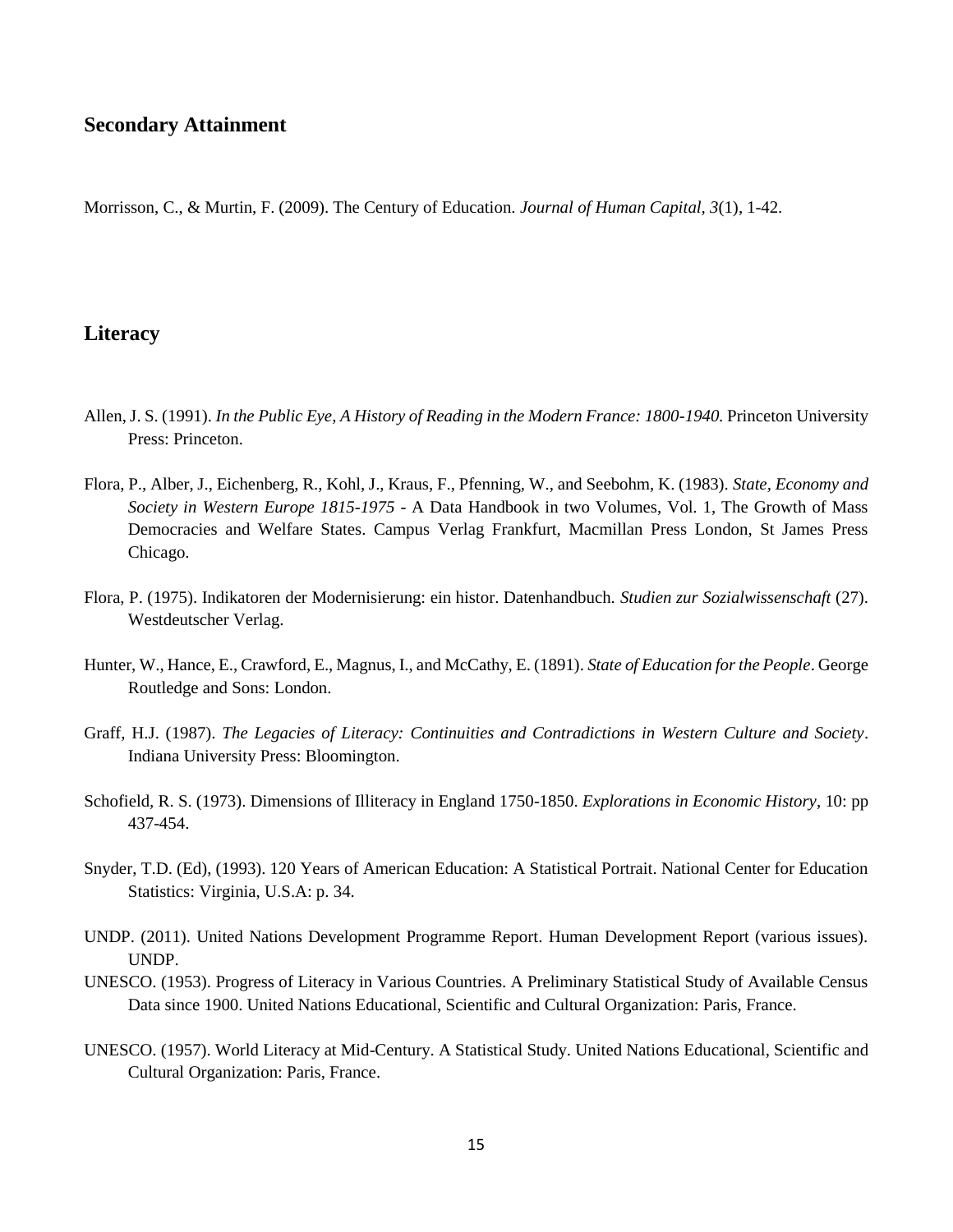## Secondary Attainment

Morrisson, C., & Murtin, F. (2009). The Century of Education. *Journal of Human Capital*, *3*(1), 1-42.

## Literacy

Allen, J. S. (1991). *In the Public Eye, A History of Reading in the Modern France: 1800-1940.* Princeton University Press: Princeton.

Flora, P., Alber, J., Eichenberg, R., Kohl, J., Kraus, F., Pfenning, W., and Seebohm, K. (1983). *State, Economy and Society in Western Europe 1815-1975* - A Data Handbook in two Volumes, Vol. 1, The Growth of Mass Democracies and Welfare States. Campus Verlag Frankfurt, Macmillan Press London, St James Press Chicago.

Flora, P. (1975). Indikatoren der Modernisierung: ein histor. Datenhandbuch. *Studien zur Sozialwissenschaft* (27). Westdeutscher Verlag.

Hunter, W., Hance, E., Crawford, E., Magnus, I., and McCathy, E. (1891). *State of Education for the People*. George Routledge and Sons: London.

Graff, H.J. (1987). *The Legacies of Literacy: Continuities and Contradictions in Western Culture and Society*. Indiana University Press: Bloomington.

Schofield, R. S. (1973). Dimensions of Illiteracy in England 1750-1850. *Explorations in Economic History*, 10: pp 437-454.

Snyder, T.D. (Ed), (1993). 120 Years of American Education: A Statistical Portrait. National Center for Education Statistics: Virginia, U.S.A: p. 34.

UNDP. (2011). United Nations Development Programme Report. Human Development Report (various issues). UNDP.

UNESCO. (1953). Progress of Literacy in Various Countries. A Preliminary Statistical Study of Available Census Data since 1900. United Nations Educational, Scientific and Cultural Organization: Paris, France.

UNESCO. (1957). World Literacy at Mid-Century. A Statistical Study. United Nations Educational, Scientific and Cultural Organization: Paris, France.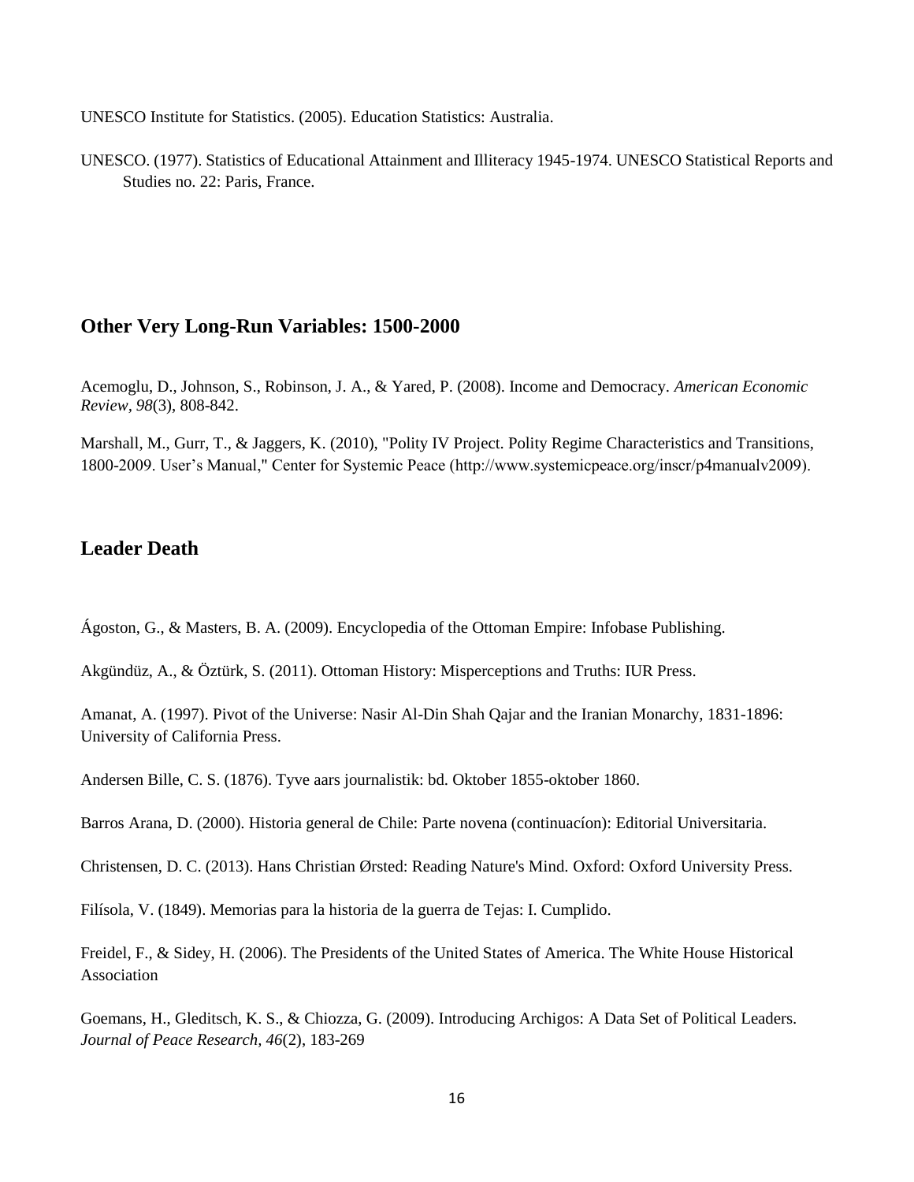UNESCO Institute for Statistics. (2005). Education Statistics: Australia.

UNESCO. (1977). Statistics of Educational Attainment and Illiteracy 1945-1974. UNESCO Statistical Reports and Studies no. 22: Paris, France.

## Other Very Long-Run Variables: 1500-2000

Acemoglu, D., Johnson, S., Robinson, J. A., & Yared, P. (2008). Income and Democracy. *American Economic Review*, *98*(3), 808-842.

Marshall, M., Gurr, T., & Jaggers, K. (2010), "Polity IV Project. Polity Regime Characteristics and Transitions, 1800-2009. User's Manual," Center for Systemic Peace (http://www.systemicpeace.org/inscr/p4manualv2009).

## Leader Death

Ágoston, G., & Masters, B. A. (2009). Encyclopedia of the Ottoman Empire: Infobase Publishing.

Akgündüz, A., & Öztürk, S. (2011). Ottoman History: Misperceptions and Truths: IUR Press.

Amanat, A. (1997). Pivot of the Universe: Nasir Al-Din Shah Qajar and the Iranian Monarchy, 1831-1896: University of California Press.

Andersen Bille, C. S. (1876). Tyve aars journalistik: bd. Oktober 1855-oktober 1860.

Barros Arana, D. (2000). Historia general de Chile: Parte novena (continuacíon): Editorial Universitaria.

Christensen, D. C. (2013). Hans Christian Ørsted: Reading Nature's Mind. Oxford: Oxford University Press.

Filísola, V. (1849). Memorias para la historia de la guerra de Tejas: I. Cumplido.

Freidel, F., & Sidey, H. (2006). The Presidents of the United States of America. The White House Historical Association

Goemans, H., Gleditsch, K. S., & Chiozza, G. (2009). Introducing Archigos: A Data Set of Political Leaders. *Journal of Peace Research, 46*(2), 183-269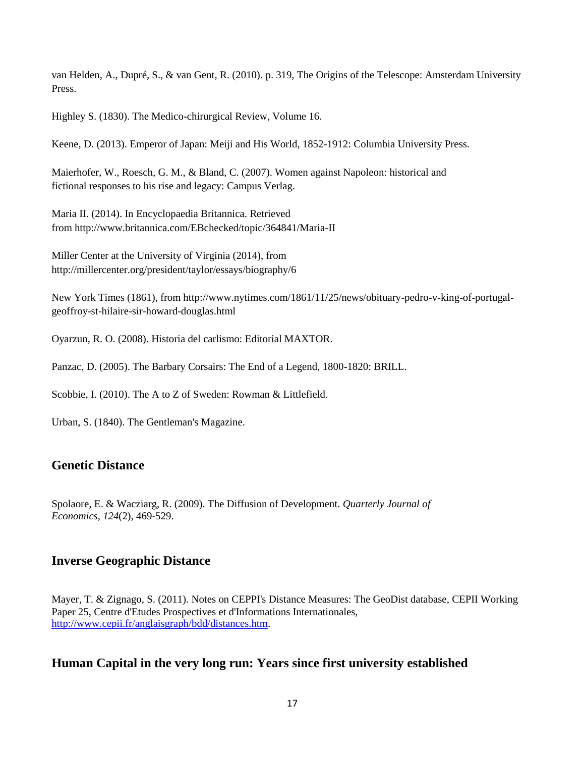van Helden, A., Dupré, S., & van Gent, R. (2010). p. 319, The Origins of the Telescope: Amsterdam University Press.

Highley S. (1830). The Medico-chirurgical Review, Volume 16.

Keene, D. (2013). Emperor of Japan: Meiji and His World, 1852-1912: Columbia University Press.

Maierhofer, W., Roesch, G. M., & Bland, C. (2007). Women against Napoleon: historical and fictional responses to his rise and legacy: Campus Verlag.

Maria II. (2014). In Encyclopaedia Britannica. Retrieved from http://www.britannica.com/EBchecked/topic/364841/Maria-II

Miller Center at the University of Virginia (2014), from http://millercenter.org/president/taylor/essays/biography/6

New York Times (1861), from http://www.nytimes.com/1861/11/25/news/obituary-pedro-v-king-of-portugal-geoffroy-st-hilaire-sir-howard-douglas.html

Oyarzun, R. O. (2008). Historia del carlismo: Editorial MAXTOR.

Panzac, D. (2005). The Barbary Corsairs: The End of a Legend, 1800-1820: BRILL.

Scobbie, I. (2010). The A to Z of Sweden: Rowman & Littlefield.

Urban, S. (1840). The Gentleman's Magazine.

## Genetic Distance

Spolaore, E. & Wacziarg, R. (2009). The Diffusion of Development. *Quarterly Journal of Economics, 124*(2), 469-529.

## Inverse Geographic Distance

Mayer, T. & Zignago, S. (2011). Notes on CEPPI's Distance Measures: The GeoDist database, CEPII Working Paper 25, Centre d'Etudes Prospectives et d'Informations Internationales, http://www.cepii.fr/anglaisgraph/bdd/distances.htm.

## Human Capital in the very long run: Years since first university established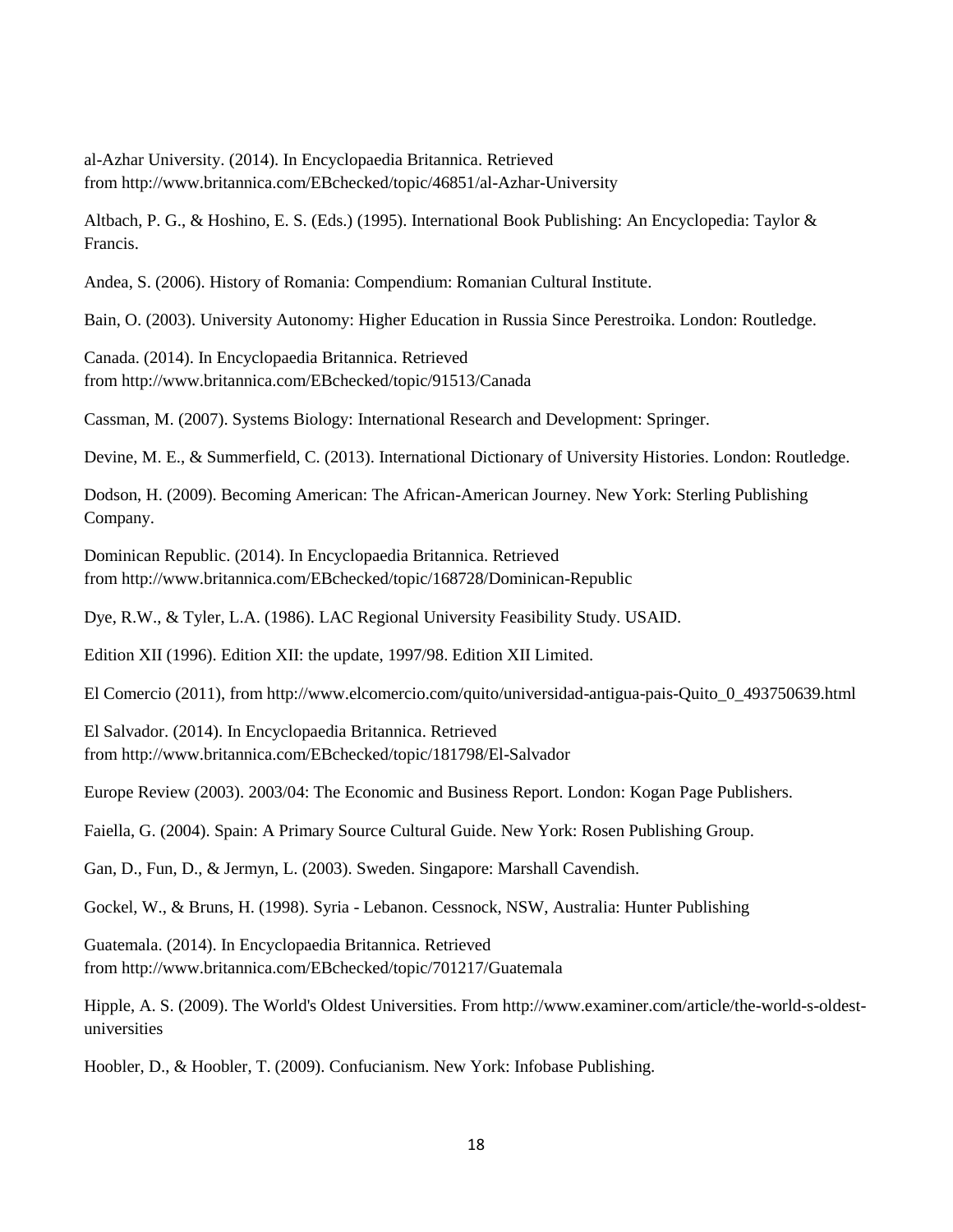al-Azhar University. (2014). In Encyclopaedia Britannica. Retrieved from http://www.britannica.com/EBchecked/topic/46851/al-Azhar-University

Altbach, P. G., & Hoshino, E. S. (Eds.) (1995). International Book Publishing: An Encyclopedia: Taylor & Francis.

Andea, S. (2006). History of Romania: Compendium: Romanian Cultural Institute.

Bain, O. (2003). University Autonomy: Higher Education in Russia Since Perestroika. London: Routledge.

Canada. (2014). In Encyclopaedia Britannica. Retrieved from http://www.britannica.com/EBchecked/topic/91513/Canada

Cassman, M. (2007). Systems Biology: International Research and Development: Springer.

Devine, M. E., & Summerfield, C. (2013). International Dictionary of University Histories. London: Routledge.

Dodson, H. (2009). Becoming American: The African-American Journey. New York: Sterling Publishing Company.

Dominican Republic. (2014). In Encyclopaedia Britannica. Retrieved from http://www.britannica.com/EBchecked/topic/168728/Dominican-Republic

Dye, R.W., & Tyler, L.A. (1986). LAC Regional University Feasibility Study. USAID.

Edition XII (1996). Edition XII: the update, 1997/98. Edition XII Limited.

El Comercio (2011), from http://www.elcomercio.com/quito/universidad-antigua-pais-Quito_0_493750639.html

El Salvador. (2014). In Encyclopaedia Britannica. Retrieved from http://www.britannica.com/EBchecked/topic/181798/El-Salvador

Europe Review (2003). 2003/04: The Economic and Business Report. London: Kogan Page Publishers.

Faiella, G. (2004). Spain: A Primary Source Cultural Guide. New York: Rosen Publishing Group.

Gan, D., Fun, D., & Jermyn, L. (2003). Sweden. Singapore: Marshall Cavendish.

Gockel, W., & Bruns, H. (1998). Syria - Lebanon. Cessnock, NSW, Australia: Hunter Publishing

Guatemala. (2014). In Encyclopaedia Britannica. Retrieved from http://www.britannica.com/EBchecked/topic/701217/Guatemala

Hipple, A. S. (2009). The World's Oldest Universities. From http://www.examiner.com/article/the-world-s-oldest-universities

Hoobler, D., & Hoobler, T. (2009). Confucianism. New York: Infobase Publishing.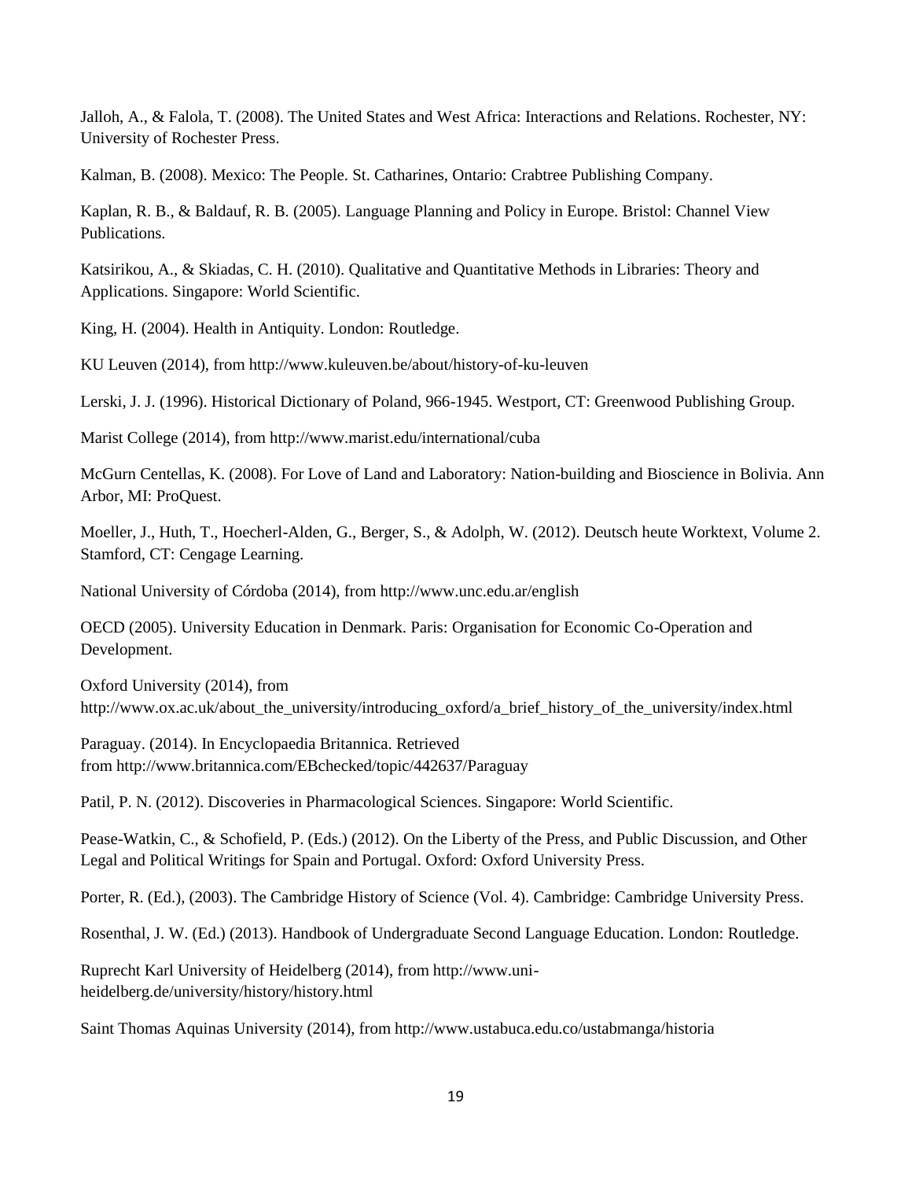Jalloh, A., & Falola, T. (2008). The United States and West Africa: Interactions and Relations. Rochester, NY: University of Rochester Press.

Kalman, B. (2008). Mexico: The People. St. Catharines, Ontario: Crabtree Publishing Company.

Kaplan, R. B., & Baldauf, R. B. (2005). Language Planning and Policy in Europe. Bristol: Channel View Publications.

Katsirikou, A., & Skiadas, C. H. (2010). Qualitative and Quantitative Methods in Libraries: Theory and Applications. Singapore: World Scientific.

King, H. (2004). Health in Antiquity. London: Routledge.

KU Leuven (2014), from http://www.kuleuven.be/about/history-of-ku-leuven

Lerski, J. J. (1996). Historical Dictionary of Poland, 966-1945. Westport, CT: Greenwood Publishing Group.

Marist College (2014), from http://www.marist.edu/international/cuba

McGurn Centellas, K. (2008). For Love of Land and Laboratory: Nation-building and Bioscience in Bolivia. Ann Arbor, MI: ProQuest.

Moeller, J., Huth, T., Hoecherl-Alden, G., Berger, S., & Adolph, W. (2012). Deutsch heute Worktext, Volume 2. Stamford, CT: Cengage Learning.

National University of Córdoba (2014), from http://www.unc.edu.ar/english

OECD (2005). University Education in Denmark. Paris: Organisation for Economic Co-Operation and Development.

Oxford University (2014), from http://www.ox.ac.uk/about_the_university/introducing_oxford/a_brief_history_of_the_university/index.html

Paraguay. (2014). In Encyclopaedia Britannica. Retrieved from http://www.britannica.com/EBchecked/topic/442637/Paraguay

Patil, P. N. (2012). Discoveries in Pharmacological Sciences. Singapore: World Scientific.

Pease-Watkin, C., & Schofield, P. (Eds.) (2012). On the Liberty of the Press, and Public Discussion, and Other Legal and Political Writings for Spain and Portugal. Oxford: Oxford University Press.

Porter, R. (Ed.), (2003). The Cambridge History of Science (Vol. 4). Cambridge: Cambridge University Press.

Rosenthal, J. W. (Ed.) (2013). Handbook of Undergraduate Second Language Education. London: Routledge.

Ruprecht Karl University of Heidelberg (2014), from http://www.uni-heidelberg.de/university/history/history.html

Saint Thomas Aquinas University (2014), from http://www.ustabuca.edu.co/ustabmanga/historia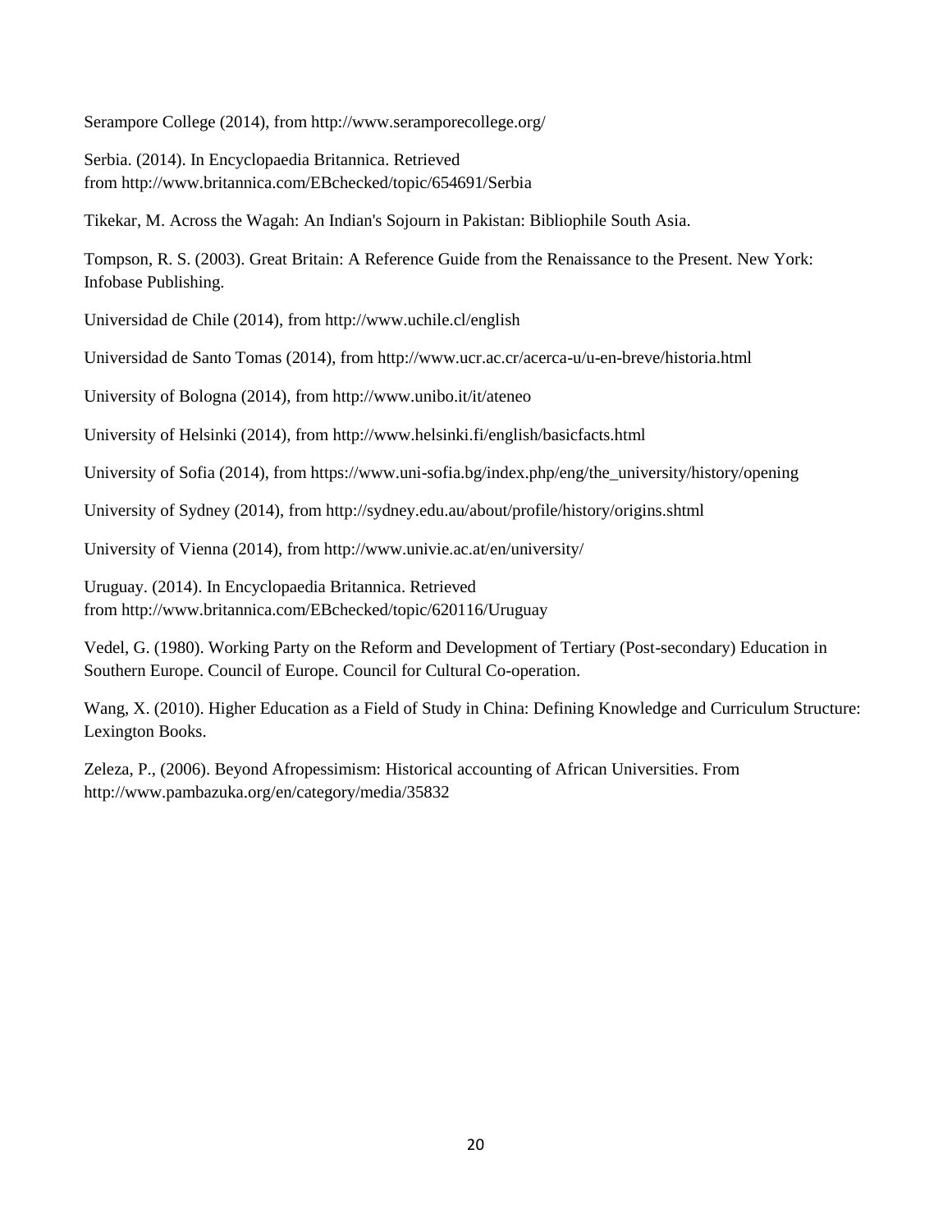Serampore College (2014), from http://www.seramporecollege.org/

Serbia. (2014). In Encyclopaedia Britannica. Retrieved from http://www.britannica.com/EBchecked/topic/654691/Serbia

Tikekar, M. Across the Wagah: An Indian's Sojourn in Pakistan: Bibliophile South Asia.

Tompson, R. S. (2003). Great Britain: A Reference Guide from the Renaissance to the Present. New York: Infobase Publishing.

Universidad de Chile (2014), from http://www.uchile.cl/english

Universidad de Santo Tomas (2014), from http://www.ucr.ac.cr/acerca-u/u-en-breve/historia.html

University of Bologna (2014), from http://www.unibo.it/it/ateneo

University of Helsinki (2014), from http://www.helsinki.fi/english/basicfacts.html

University of Sofia (2014), from https://www.uni-sofia.bg/index.php/eng/the_university/history/opening

University of Sydney (2014), from http://sydney.edu.au/about/profile/history/origins.shtml

University of Vienna (2014), from http://www.univie.ac.at/en/university/

Uruguay. (2014). In Encyclopaedia Britannica. Retrieved from http://www.britannica.com/EBchecked/topic/620116/Uruguay

Vedel, G. (1980). Working Party on the Reform and Development of Tertiary (Post-secondary) Education in Southern Europe. Council of Europe. Council for Cultural Co-operation.

Wang, X. (2010). Higher Education as a Field of Study in China: Defining Knowledge and Curriculum Structure: Lexington Books.

Zeleza, P., (2006). Beyond Afropessimism: Historical accounting of African Universities. From http://www.pambazuka.org/en/category/media/35832